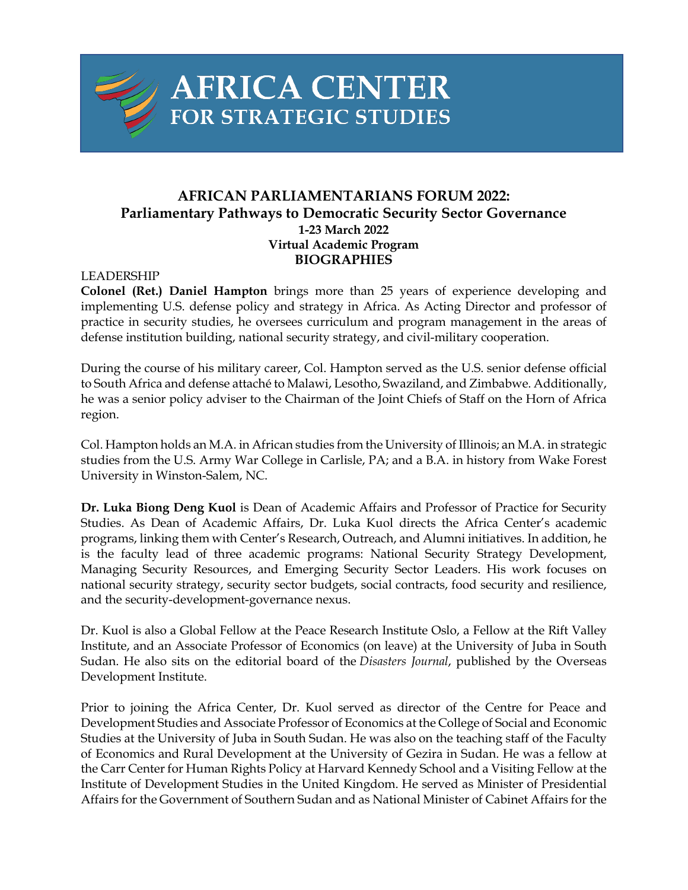# AFRICA CENTER FOR STRATEGIC STUDIES

## AFRICAN PARLIAMENTARIANS FORUM 2022: Parliamentary Pathways to Democratic Security Sector Governance

**1-23 March 2022**
**Virtual Academic Program**
**BIOGRAPHIES**

LEADERSHIP

**Colonel (Ret.) Daniel Hampton** brings more than 25 years of experience developing and implementing U.S. defense policy and strategy in Africa. As Acting Director and professor of practice in security studies, he oversees curriculum and program management in the areas of defense institution building, national security strategy, and civil-military cooperation.

During the course of his military career, Col. Hampton served as the U.S. senior defense official to South Africa and defense attaché to Malawi, Lesotho, Swaziland, and Zimbabwe. Additionally, he was a senior policy adviser to the Chairman of the Joint Chiefs of Staff on the Horn of Africa region.

Col. Hampton holds an M.A. in African studies from the University of Illinois; an M.A. in strategic studies from the U.S. Army War College in Carlisle, PA; and a B.A. in history from Wake Forest University in Winston-Salem, NC.

**Dr. Luka Biong Deng Kuol** is Dean of Academic Affairs and Professor of Practice for Security Studies. As Dean of Academic Affairs, Dr. Luka Kuol directs the Africa Center's academic programs, linking them with Center's Research, Outreach, and Alumni initiatives. In addition, he is the faculty lead of three academic programs: National Security Strategy Development, Managing Security Resources, and Emerging Security Sector Leaders. His work focuses on national security strategy, security sector budgets, social contracts, food security and resilience, and the security-development-governance nexus.

Dr. Kuol is also a Global Fellow at the Peace Research Institute Oslo, a Fellow at the Rift Valley Institute, and an Associate Professor of Economics (on leave) at the University of Juba in South Sudan. He also sits on the editorial board of the *Disasters Journal*, published by the Overseas Development Institute.

Prior to joining the Africa Center, Dr. Kuol served as director of the Centre for Peace and Development Studies and Associate Professor of Economics at the College of Social and Economic Studies at the University of Juba in South Sudan. He was also on the teaching staff of the Faculty of Economics and Rural Development at the University of Gezira in Sudan. He was a fellow at the Carr Center for Human Rights Policy at Harvard Kennedy School and a Visiting Fellow at the Institute of Development Studies in the United Kingdom. He served as Minister of Presidential Affairs for the Government of Southern Sudan and as National Minister of Cabinet Affairs for the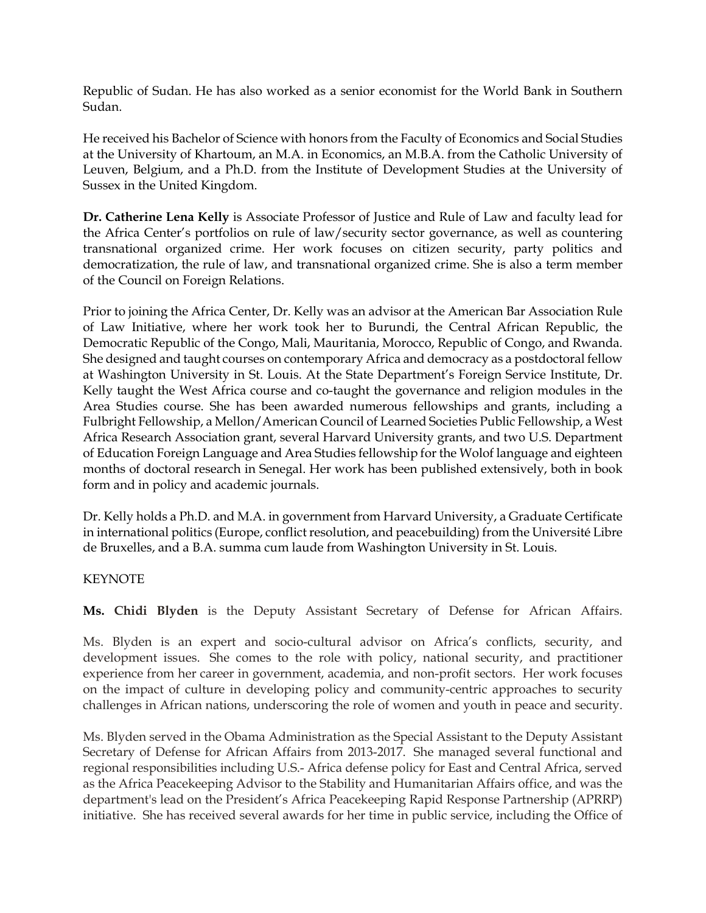Republic of Sudan. He has also worked as a senior economist for the World Bank in Southern Sudan.

He received his Bachelor of Science with honors from the Faculty of Economics and Social Studies at the University of Khartoum, an M.A. in Economics, an M.B.A. from the Catholic University of Leuven, Belgium, and a Ph.D. from the Institute of Development Studies at the University of Sussex in the United Kingdom.

**Dr. Catherine Lena Kelly** is Associate Professor of Justice and Rule of Law and faculty lead for the Africa Center's portfolios on rule of law/security sector governance, as well as countering transnational organized crime. Her work focuses on citizen security, party politics and democratization, the rule of law, and transnational organized crime. She is also a term member of the Council on Foreign Relations.

Prior to joining the Africa Center, Dr. Kelly was an advisor at the American Bar Association Rule of Law Initiative, where her work took her to Burundi, the Central African Republic, the Democratic Republic of the Congo, Mali, Mauritania, Morocco, Republic of Congo, and Rwanda. She designed and taught courses on contemporary Africa and democracy as a postdoctoral fellow at Washington University in St. Louis. At the State Department's Foreign Service Institute, Dr. Kelly taught the West Africa course and co-taught the governance and religion modules in the Area Studies course. She has been awarded numerous fellowships and grants, including a Fulbright Fellowship, a Mellon/American Council of Learned Societies Public Fellowship, a West Africa Research Association grant, several Harvard University grants, and two U.S. Department of Education Foreign Language and Area Studies fellowship for the Wolof language and eighteen months of doctoral research in Senegal. Her work has been published extensively, both in book form and in policy and academic journals.

Dr. Kelly holds a Ph.D. and M.A. in government from Harvard University, a Graduate Certificate in international politics (Europe, conflict resolution, and peacebuilding) from the Université Libre de Bruxelles, and a B.A. summa cum laude from Washington University in St. Louis.

KEYNOTE

**Ms. Chidi Blyden** is the Deputy Assistant Secretary of Defense for African Affairs.

Ms. Blyden is an expert and socio-cultural advisor on Africa's conflicts, security, and development issues. She comes to the role with policy, national security, and practitioner experience from her career in government, academia, and non-profit sectors. Her work focuses on the impact of culture in developing policy and community-centric approaches to security challenges in African nations, underscoring the role of women and youth in peace and security.

Ms. Blyden served in the Obama Administration as the Special Assistant to the Deputy Assistant Secretary of Defense for African Affairs from 2013-2017. She managed several functional and regional responsibilities including U.S.- Africa defense policy for East and Central Africa, served as the Africa Peacekeeping Advisor to the Stability and Humanitarian Affairs office, and was the department's lead on the President's Africa Peacekeeping Rapid Response Partnership (APRRP) initiative. She has received several awards for her time in public service, including the Office of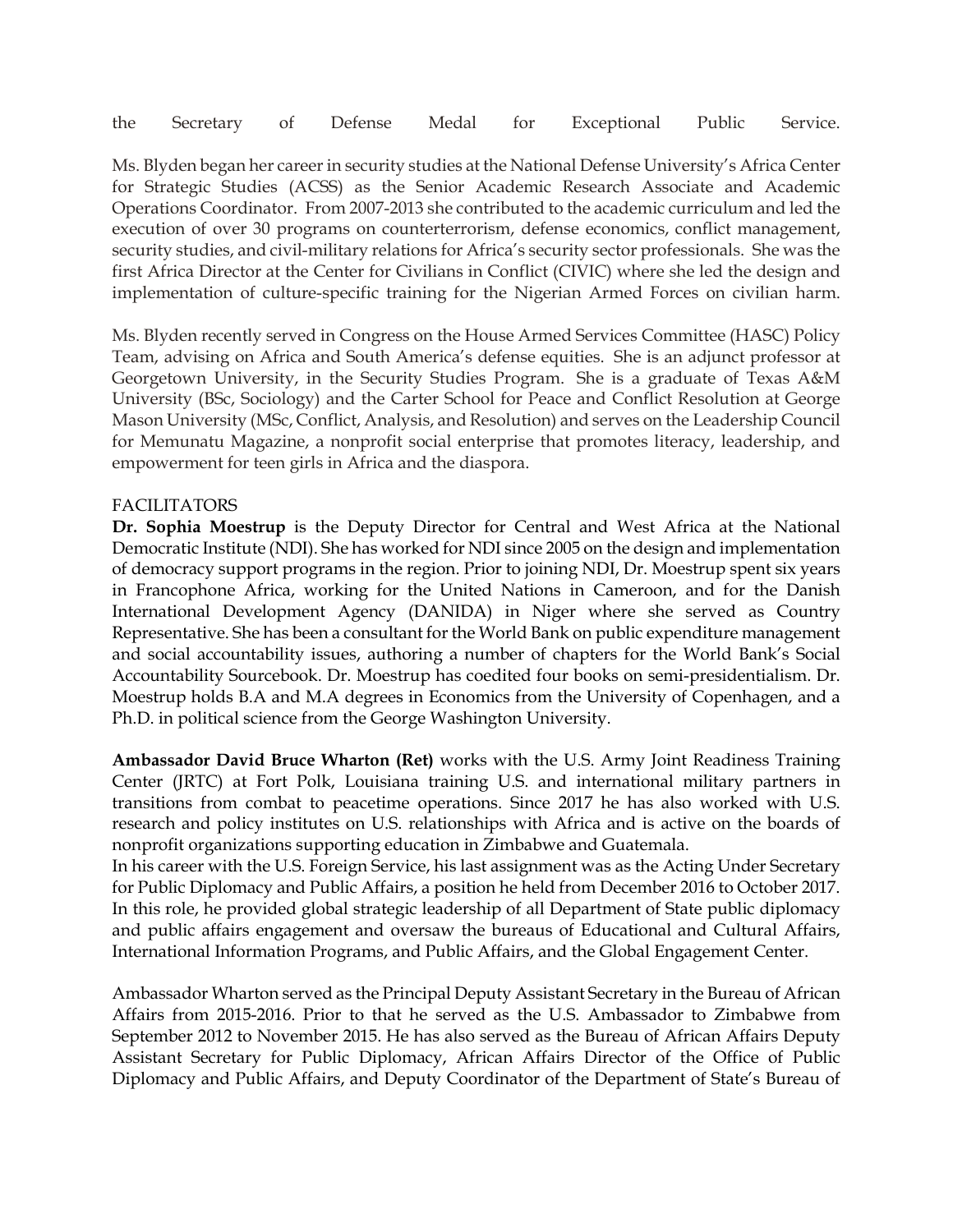the Secretary of Defense Medal for Exceptional Public Service.

Ms. Blyden began her career in security studies at the National Defense University's Africa Center for Strategic Studies (ACSS) as the Senior Academic Research Associate and Academic Operations Coordinator. From 2007-2013 she contributed to the academic curriculum and led the execution of over 30 programs on counterterrorism, defense economics, conflict management, security studies, and civil-military relations for Africa's security sector professionals. She was the first Africa Director at the Center for Civilians in Conflict (CIVIC) where she led the design and implementation of culture-specific training for the Nigerian Armed Forces on civilian harm.

Ms. Blyden recently served in Congress on the House Armed Services Committee (HASC) Policy Team, advising on Africa and South America's defense equities. She is an adjunct professor at Georgetown University, in the Security Studies Program. She is a graduate of Texas A&M University (BSc, Sociology) and the Carter School for Peace and Conflict Resolution at George Mason University (MSc, Conflict, Analysis, and Resolution) and serves on the Leadership Council for Memunatu Magazine, a nonprofit social enterprise that promotes literacy, leadership, and empowerment for teen girls in Africa and the diaspora.

FACILITATORS

**Dr. Sophia Moestrup** is the Deputy Director for Central and West Africa at the National Democratic Institute (NDI). She has worked for NDI since 2005 on the design and implementation of democracy support programs in the region. Prior to joining NDI, Dr. Moestrup spent six years in Francophone Africa, working for the United Nations in Cameroon, and for the Danish International Development Agency (DANIDA) in Niger where she served as Country Representative. She has been a consultant for the World Bank on public expenditure management and social accountability issues, authoring a number of chapters for the World Bank's Social Accountability Sourcebook. Dr. Moestrup has coedited four books on semi-presidentialism. Dr. Moestrup holds B.A and M.A degrees in Economics from the University of Copenhagen, and a Ph.D. in political science from the George Washington University.

**Ambassador David Bruce Wharton (Ret)** works with the U.S. Army Joint Readiness Training Center (JRTC) at Fort Polk, Louisiana training U.S. and international military partners in transitions from combat to peacetime operations. Since 2017 he has also worked with U.S. research and policy institutes on U.S. relationships with Africa and is active on the boards of nonprofit organizations supporting education in Zimbabwe and Guatemala.
In his career with the U.S. Foreign Service, his last assignment was as the Acting Under Secretary for Public Diplomacy and Public Affairs, a position he held from December 2016 to October 2017. In this role, he provided global strategic leadership of all Department of State public diplomacy and public affairs engagement and oversaw the bureaus of Educational and Cultural Affairs, International Information Programs, and Public Affairs, and the Global Engagement Center.

Ambassador Wharton served as the Principal Deputy Assistant Secretary in the Bureau of African Affairs from 2015-2016. Prior to that he served as the U.S. Ambassador to Zimbabwe from September 2012 to November 2015. He has also served as the Bureau of African Affairs Deputy Assistant Secretary for Public Diplomacy, African Affairs Director of the Office of Public Diplomacy and Public Affairs, and Deputy Coordinator of the Department of State's Bureau of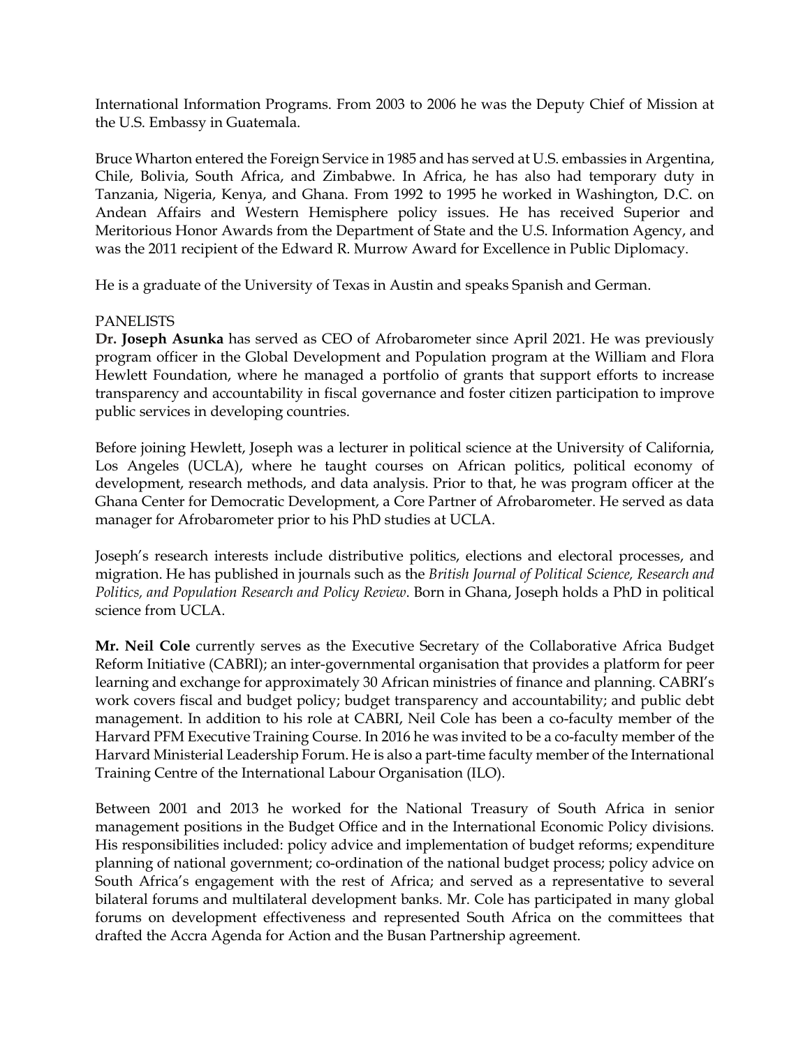International Information Programs. From 2003 to 2006 he was the Deputy Chief of Mission at the U.S. Embassy in Guatemala.

Bruce Wharton entered the Foreign Service in 1985 and has served at U.S. embassies in Argentina, Chile, Bolivia, South Africa, and Zimbabwe. In Africa, he has also had temporary duty in Tanzania, Nigeria, Kenya, and Ghana. From 1992 to 1995 he worked in Washington, D.C. on Andean Affairs and Western Hemisphere policy issues. He has received Superior and Meritorious Honor Awards from the Department of State and the U.S. Information Agency, and was the 2011 recipient of the Edward R. Murrow Award for Excellence in Public Diplomacy.

He is a graduate of the University of Texas in Austin and speaks Spanish and German.

## PANELISTS

**Dr. Joseph Asunka** has served as CEO of Afrobarometer since April 2021. He was previously program officer in the Global Development and Population program at the William and Flora Hewlett Foundation, where he managed a portfolio of grants that support efforts to increase transparency and accountability in fiscal governance and foster citizen participation to improve public services in developing countries.

Before joining Hewlett, Joseph was a lecturer in political science at the University of California, Los Angeles (UCLA), where he taught courses on African politics, political economy of development, research methods, and data analysis. Prior to that, he was program officer at the Ghana Center for Democratic Development, a Core Partner of Afrobarometer. He served as data manager for Afrobarometer prior to his PhD studies at UCLA.

Joseph's research interests include distributive politics, elections and electoral processes, and migration. He has published in journals such as the *British Journal of Political Science, Research and Politics, and Population Research and Policy Review*. Born in Ghana, Joseph holds a PhD in political science from UCLA.

**Mr. Neil Cole** currently serves as the Executive Secretary of the Collaborative Africa Budget Reform Initiative (CABRI); an inter-governmental organisation that provides a platform for peer learning and exchange for approximately 30 African ministries of finance and planning. CABRI's work covers fiscal and budget policy; budget transparency and accountability; and public debt management. In addition to his role at CABRI, Neil Cole has been a co-faculty member of the Harvard PFM Executive Training Course. In 2016 he was invited to be a co-faculty member of the Harvard Ministerial Leadership Forum. He is also a part-time faculty member of the International Training Centre of the International Labour Organisation (ILO).

Between 2001 and 2013 he worked for the National Treasury of South Africa in senior management positions in the Budget Office and in the International Economic Policy divisions. His responsibilities included: policy advice and implementation of budget reforms; expenditure planning of national government; co-ordination of the national budget process; policy advice on South Africa's engagement with the rest of Africa; and served as a representative to several bilateral forums and multilateral development banks. Mr. Cole has participated in many global forums on development effectiveness and represented South Africa on the committees that drafted the Accra Agenda for Action and the Busan Partnership agreement.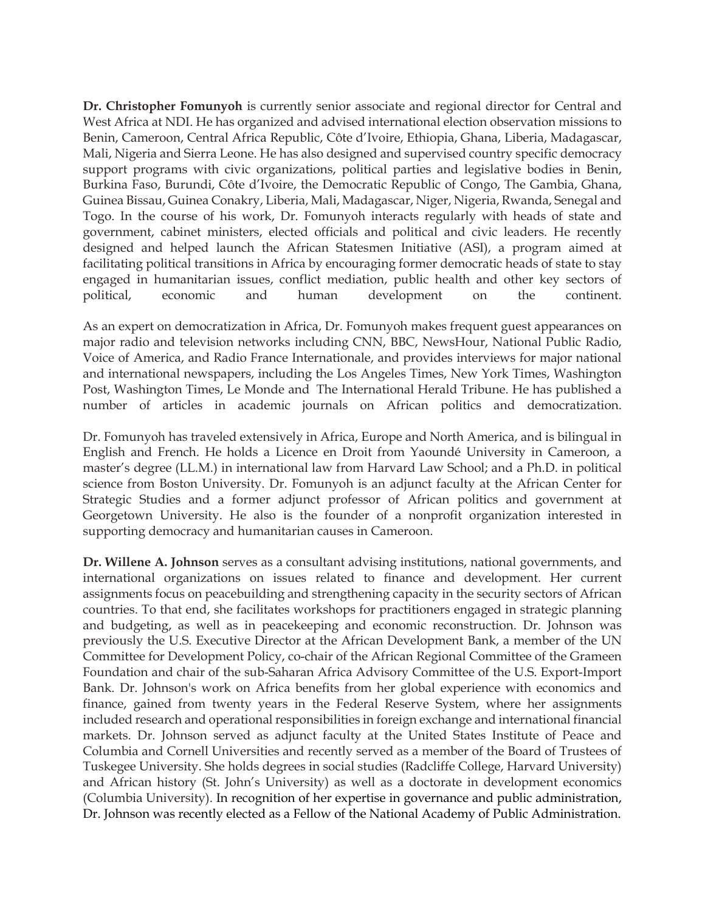**Dr. Christopher Fomunyoh** is currently senior associate and regional director for Central and West Africa at NDI. He has organized and advised international election observation missions to Benin, Cameroon, Central Africa Republic, Côte d'Ivoire, Ethiopia, Ghana, Liberia, Madagascar, Mali, Nigeria and Sierra Leone. He has also designed and supervised country specific democracy support programs with civic organizations, political parties and legislative bodies in Benin, Burkina Faso, Burundi, Côte d'Ivoire, the Democratic Republic of Congo, The Gambia, Ghana, Guinea Bissau, Guinea Conakry, Liberia, Mali, Madagascar, Niger, Nigeria, Rwanda, Senegal and Togo. In the course of his work, Dr. Fomunyoh interacts regularly with heads of state and government, cabinet ministers, elected officials and political and civic leaders. He recently designed and helped launch the African Statesmen Initiative (ASI), a program aimed at facilitating political transitions in Africa by encouraging former democratic heads of state to stay engaged in humanitarian issues, conflict mediation, public health and other key sectors of political, economic and human development on the continent.

As an expert on democratization in Africa, Dr. Fomunyoh makes frequent guest appearances on major radio and television networks including CNN, BBC, NewsHour, National Public Radio, Voice of America, and Radio France Internationale, and provides interviews for major national and international newspapers, including the Los Angeles Times, New York Times, Washington Post, Washington Times, Le Monde and The International Herald Tribune. He has published a number of articles in academic journals on African politics and democratization.

Dr. Fomunyoh has traveled extensively in Africa, Europe and North America, and is bilingual in English and French. He holds a Licence en Droit from Yaoundé University in Cameroon, a master's degree (LL.M.) in international law from Harvard Law School; and a Ph.D. in political science from Boston University. Dr. Fomunyoh is an adjunct faculty at the African Center for Strategic Studies and a former adjunct professor of African politics and government at Georgetown University. He also is the founder of a nonprofit organization interested in supporting democracy and humanitarian causes in Cameroon.

**Dr. Willene A. Johnson** serves as a consultant advising institutions, national governments, and international organizations on issues related to finance and development. Her current assignments focus on peacebuilding and strengthening capacity in the security sectors of African countries. To that end, she facilitates workshops for practitioners engaged in strategic planning and budgeting, as well as in peacekeeping and economic reconstruction. Dr. Johnson was previously the U.S. Executive Director at the African Development Bank, a member of the UN Committee for Development Policy, co-chair of the African Regional Committee of the Grameen Foundation and chair of the sub-Saharan Africa Advisory Committee of the U.S. Export-Import Bank. Dr. Johnson's work on Africa benefits from her global experience with economics and finance, gained from twenty years in the Federal Reserve System, where her assignments included research and operational responsibilities in foreign exchange and international financial markets. Dr. Johnson served as adjunct faculty at the United States Institute of Peace and Columbia and Cornell Universities and recently served as a member of the Board of Trustees of Tuskegee University. She holds degrees in social studies (Radcliffe College, Harvard University) and African history (St. John's University) as well as a doctorate in development economics (Columbia University). In recognition of her expertise in governance and public administration, Dr. Johnson was recently elected as a Fellow of the National Academy of Public Administration.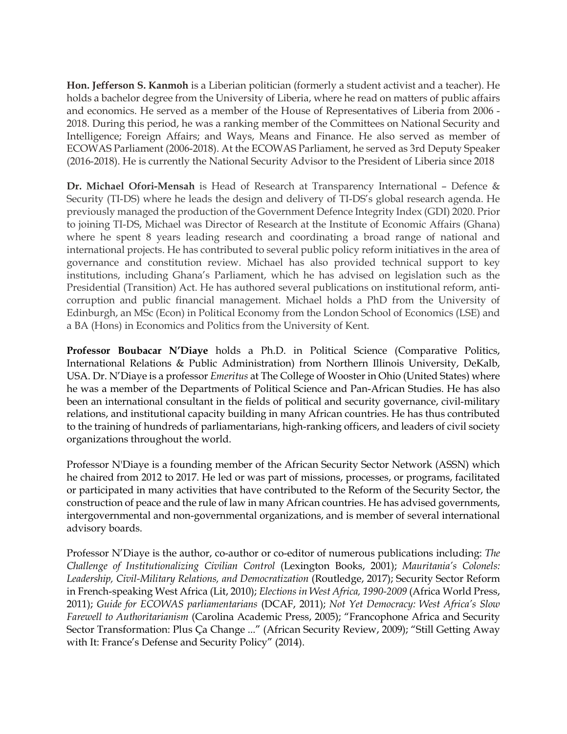**Hon. Jefferson S. Kanmoh** is a Liberian politician (formerly a student activist and a teacher). He holds a bachelor degree from the University of Liberia, where he read on matters of public affairs and economics. He served as a member of the House of Representatives of Liberia from 2006 - 2018. During this period, he was a ranking member of the Committees on National Security and Intelligence; Foreign Affairs; and Ways, Means and Finance. He also served as member of ECOWAS Parliament (2006-2018). At the ECOWAS Parliament, he served as 3rd Deputy Speaker (2016-2018). He is currently the National Security Advisor to the President of Liberia since 2018

**Dr. Michael Ofori-Mensah** is Head of Research at Transparency International – Defence & Security (TI-DS) where he leads the design and delivery of TI-DS's global research agenda. He previously managed the production of the Government Defence Integrity Index (GDI) 2020. Prior to joining TI-DS, Michael was Director of Research at the Institute of Economic Affairs (Ghana) where he spent 8 years leading research and coordinating a broad range of national and international projects. He has contributed to several public policy reform initiatives in the area of governance and constitution review. Michael has also provided technical support to key institutions, including Ghana's Parliament, which he has advised on legislation such as the Presidential (Transition) Act. He has authored several publications on institutional reform, anti-corruption and public financial management. Michael holds a PhD from the University of Edinburgh, an MSc (Econ) in Political Economy from the London School of Economics (LSE) and a BA (Hons) in Economics and Politics from the University of Kent.

**Professor Boubacar N'Diaye** holds a Ph.D. in Political Science (Comparative Politics, International Relations & Public Administration) from Northern Illinois University, DeKalb, USA. Dr. N'Diaye is a professor *Emeritus* at The College of Wooster in Ohio (United States) where he was a member of the Departments of Political Science and Pan-African Studies. He has also been an international consultant in the fields of political and security governance, civil-military relations, and institutional capacity building in many African countries. He has thus contributed to the training of hundreds of parliamentarians, high-ranking officers, and leaders of civil society organizations throughout the world.

Professor N'Diaye is a founding member of the African Security Sector Network (ASSN) which he chaired from 2012 to 2017. He led or was part of missions, processes, or programs, facilitated or participated in many activities that have contributed to the Reform of the Security Sector, the construction of peace and the rule of law in many African countries. He has advised governments, intergovernmental and non-governmental organizations, and is member of several international advisory boards.

Professor N'Diaye is the author, co-author or co-editor of numerous publications including: *The Challenge of Institutionalizing Civilian Control* (Lexington Books, 2001); *Mauritania's Colonels: Leadership, Civil-Military Relations, and Democratization* (Routledge, 2017); Security Sector Reform in French-speaking West Africa (Lit, 2010); *Elections in West Africa, 1990-2009* (Africa World Press, 2011); *Guide for ECOWAS parliamentarians* (DCAF, 2011); *Not Yet Democracy: West Africa's Slow Farewell to Authoritarianism* (Carolina Academic Press, 2005); "Francophone Africa and Security Sector Transformation: Plus Ça Change ..." (African Security Review, 2009); "Still Getting Away with It: France's Defense and Security Policy" (2014).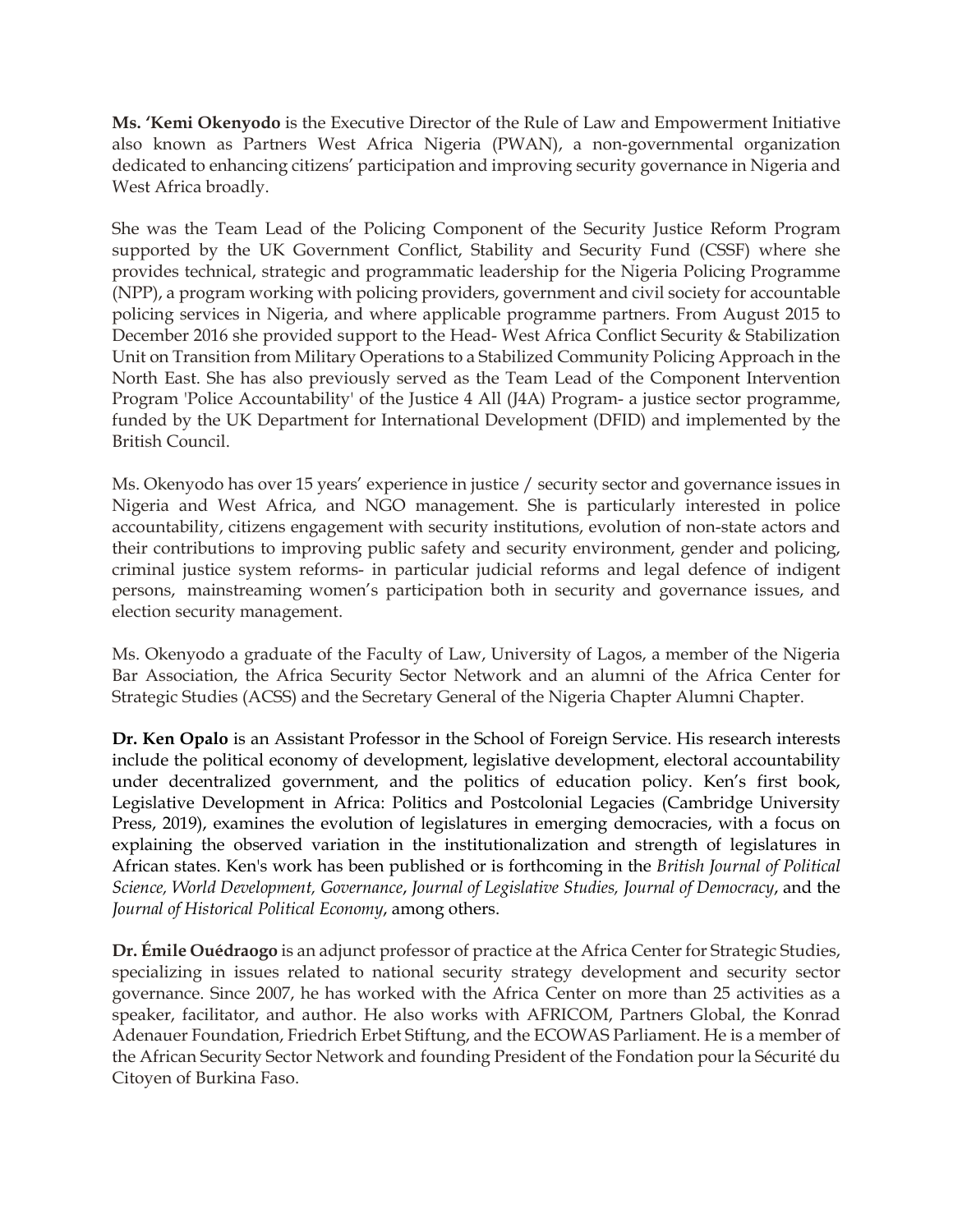**Ms. 'Kemi Okenyodo** is the Executive Director of the Rule of Law and Empowerment Initiative also known as Partners West Africa Nigeria (PWAN), a non-governmental organization dedicated to enhancing citizens' participation and improving security governance in Nigeria and West Africa broadly.

She was the Team Lead of the Policing Component of the Security Justice Reform Program supported by the UK Government Conflict, Stability and Security Fund (CSSF) where she provides technical, strategic and programmatic leadership for the Nigeria Policing Programme (NPP), a program working with policing providers, government and civil society for accountable policing services in Nigeria, and where applicable programme partners. From August 2015 to December 2016 she provided support to the Head- West Africa Conflict Security & Stabilization Unit on Transition from Military Operations to a Stabilized Community Policing Approach in the North East. She has also previously served as the Team Lead of the Component Intervention Program 'Police Accountability' of the Justice 4 All (J4A) Program- a justice sector programme, funded by the UK Department for International Development (DFID) and implemented by the British Council.

Ms. Okenyodo has over 15 years' experience in justice / security sector and governance issues in Nigeria and West Africa, and NGO management. She is particularly interested in police accountability, citizens engagement with security institutions, evolution of non-state actors and their contributions to improving public safety and security environment, gender and policing, criminal justice system reforms- in particular judicial reforms and legal defence of indigent persons, mainstreaming women's participation both in security and governance issues, and election security management.

Ms. Okenyodo a graduate of the Faculty of Law, University of Lagos, a member of the Nigeria Bar Association, the Africa Security Sector Network and an alumni of the Africa Center for Strategic Studies (ACSS) and the Secretary General of the Nigeria Chapter Alumni Chapter.

**Dr. Ken Opalo** is an Assistant Professor in the School of Foreign Service. His research interests include the political economy of development, legislative development, electoral accountability under decentralized government, and the politics of education policy. Ken's first book, Legislative Development in Africa: Politics and Postcolonial Legacies (Cambridge University Press, 2019), examines the evolution of legislatures in emerging democracies, with a focus on explaining the observed variation in the institutionalization and strength of legislatures in African states. Ken's work has been published or is forthcoming in the *British Journal of Political Science, World Development, Governance*, *Journal of Legislative Studies, Journal of Democracy*, and the *Journal of Historical Political Economy*, among others.

**Dr. Émile Ouédraogo** is an adjunct professor of practice at the Africa Center for Strategic Studies, specializing in issues related to national security strategy development and security sector governance. Since 2007, he has worked with the Africa Center on more than 25 activities as a speaker, facilitator, and author. He also works with AFRICOM, Partners Global, the Konrad Adenauer Foundation, Friedrich Erbet Stiftung, and the ECOWAS Parliament. He is a member of the African Security Sector Network and founding President of the Fondation pour la Sécurité du Citoyen of Burkina Faso.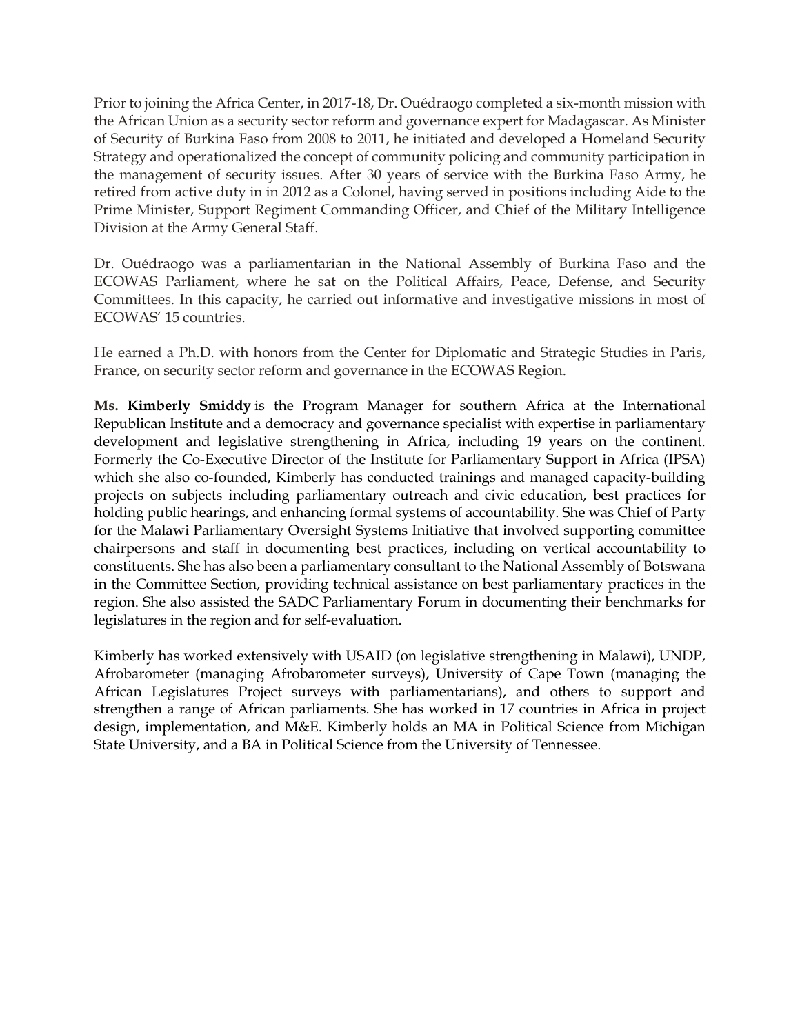Prior to joining the Africa Center, in 2017-18, Dr. Ouédraogo completed a six-month mission with the African Union as a security sector reform and governance expert for Madagascar. As Minister of Security of Burkina Faso from 2008 to 2011, he initiated and developed a Homeland Security Strategy and operationalized the concept of community policing and community participation in the management of security issues. After 30 years of service with the Burkina Faso Army, he retired from active duty in in 2012 as a Colonel, having served in positions including Aide to the Prime Minister, Support Regiment Commanding Officer, and Chief of the Military Intelligence Division at the Army General Staff.

Dr. Ouédraogo was a parliamentarian in the National Assembly of Burkina Faso and the ECOWAS Parliament, where he sat on the Political Affairs, Peace, Defense, and Security Committees. In this capacity, he carried out informative and investigative missions in most of ECOWAS' 15 countries.

He earned a Ph.D. with honors from the Center for Diplomatic and Strategic Studies in Paris, France, on security sector reform and governance in the ECOWAS Region.

**Ms. Kimberly Smiddy** is the Program Manager for southern Africa at the International Republican Institute and a democracy and governance specialist with expertise in parliamentary development and legislative strengthening in Africa, including 19 years on the continent. Formerly the Co-Executive Director of the Institute for Parliamentary Support in Africa (IPSA) which she also co-founded, Kimberly has conducted trainings and managed capacity-building projects on subjects including parliamentary outreach and civic education, best practices for holding public hearings, and enhancing formal systems of accountability. She was Chief of Party for the Malawi Parliamentary Oversight Systems Initiative that involved supporting committee chairpersons and staff in documenting best practices, including on vertical accountability to constituents. She has also been a parliamentary consultant to the National Assembly of Botswana in the Committee Section, providing technical assistance on best parliamentary practices in the region. She also assisted the SADC Parliamentary Forum in documenting their benchmarks for legislatures in the region and for self-evaluation.

Kimberly has worked extensively with USAID (on legislative strengthening in Malawi), UNDP, Afrobarometer (managing Afrobarometer surveys), University of Cape Town (managing the African Legislatures Project surveys with parliamentarians), and others to support and strengthen a range of African parliaments. She has worked in 17 countries in Africa in project design, implementation, and M&E. Kimberly holds an MA in Political Science from Michigan State University, and a BA in Political Science from the University of Tennessee.